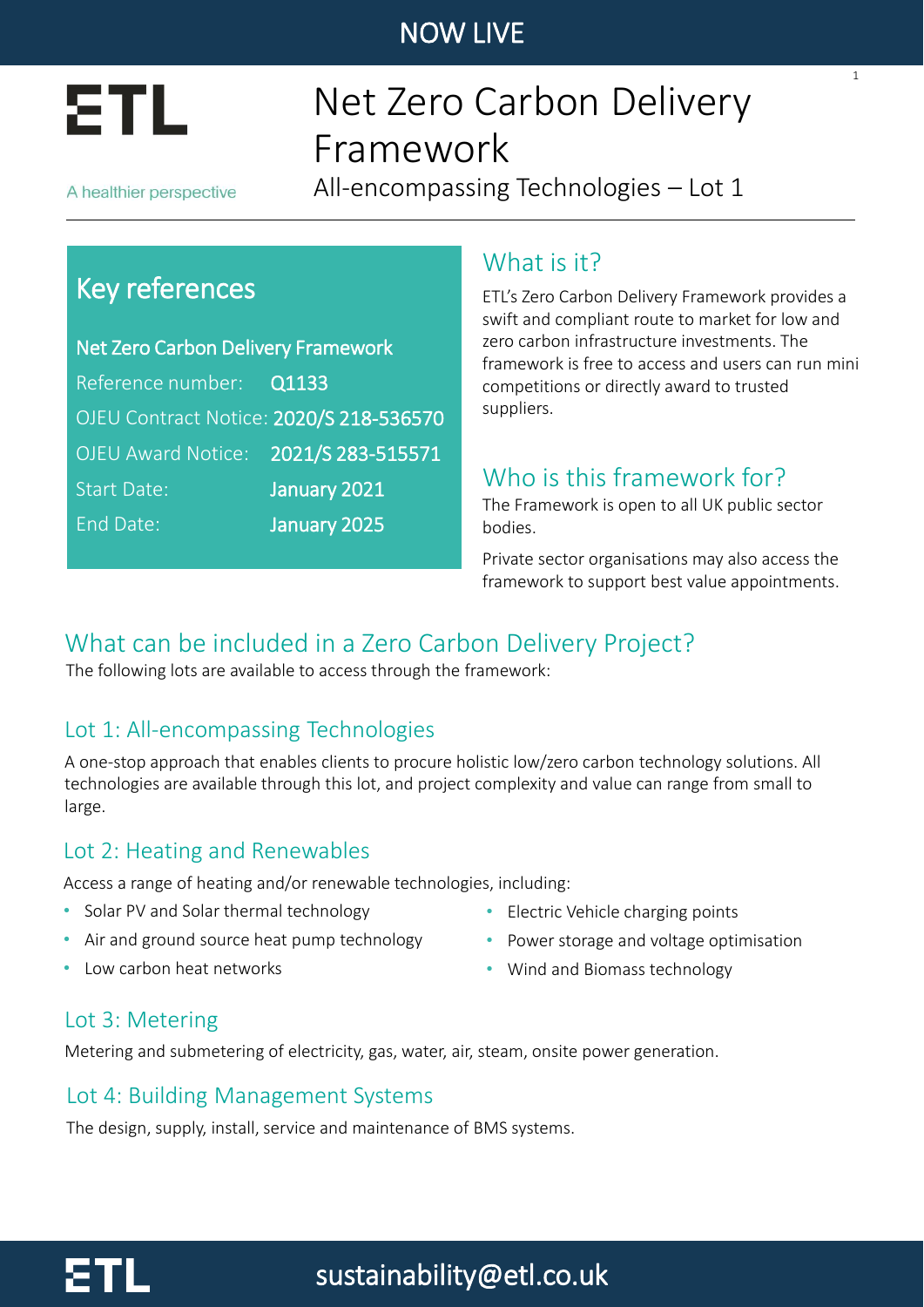NOW LIVE

ETL

A healthier perspective

# Net Zero Carbon Delivery Framework

All-encompassing Technologies – Lot 1

## Key references

**Net Zero Carbon Delivery Framework**

| | |
|---|---|
| Reference number: | Q1133 |
| OJEU Contract Notice: | 2020/S 218-536570 |
| OJEU Award Notice: | 2021/S 283-515571 |
| Start Date: | January 2021 |
| End Date: | January 2025 |

## What is it?

ETL's Zero Carbon Delivery Framework provides a swift and compliant route to market for low and zero carbon infrastructure investments. The framework is free to access and users can run mini competitions or directly award to trusted suppliers.

## Who is this framework for?

The Framework is open to all UK public sector bodies.

Private sector organisations may also access the framework to support best value appointments.

## What can be included in a Zero Carbon Delivery Project?

The following lots are available to access through the framework:

### Lot 1: All-encompassing Technologies

A one-stop approach that enables clients to procure holistic low/zero carbon technology solutions. All technologies are available through this lot, and project complexity and value can range from small to large.

### Lot 2: Heating and Renewables

Access a range of heating and/or renewable technologies, including:

- Solar PV and Solar thermal technology
- Air and ground source heat pump technology
- Low carbon heat networks
- Electric Vehicle charging points
- Power storage and voltage optimisation
- Wind and Biomass technology

### Lot 3: Metering

Metering and submetering of electricity, gas, water, air, steam, onsite power generation.

### Lot 4: Building Management Systems

The design, supply, install, service and maintenance of BMS systems.

ETL sustainability@etl.co.uk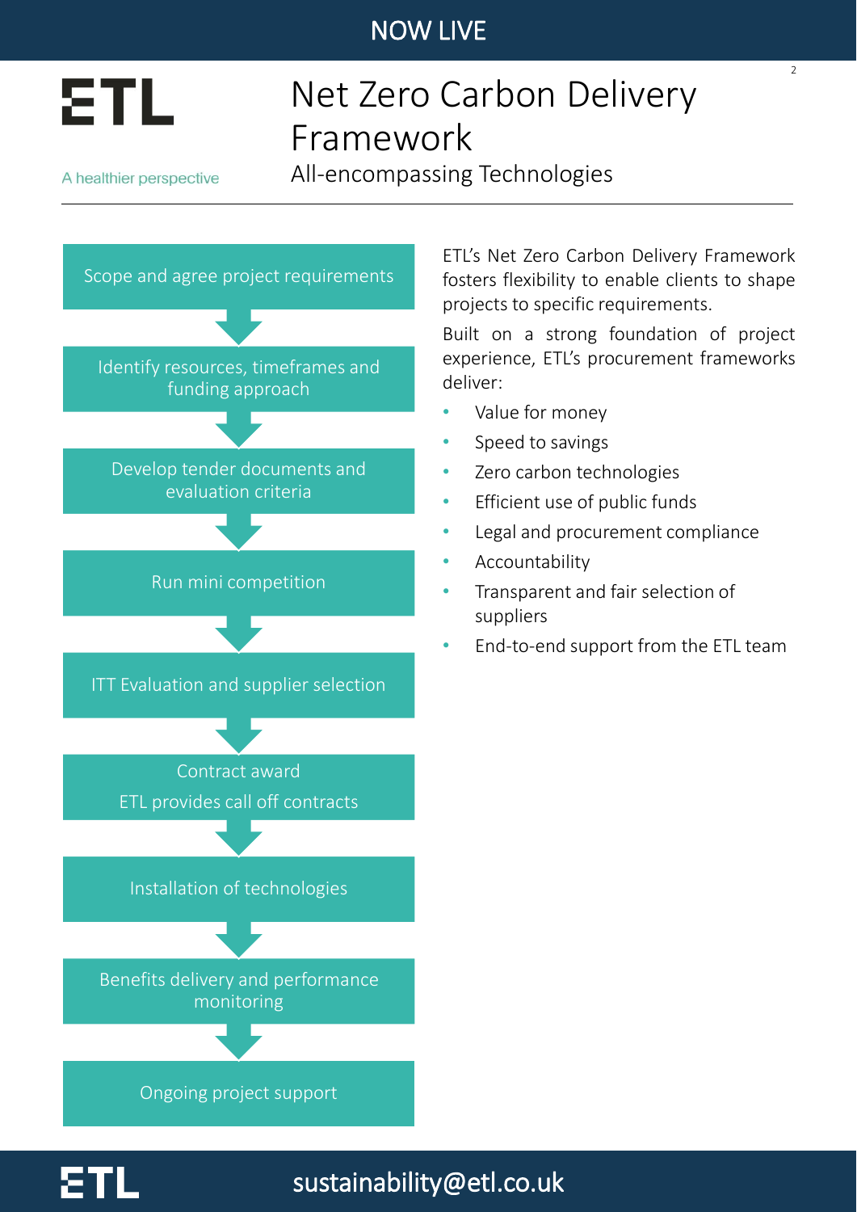NOW LIVE

# Net Zero Carbon Delivery Framework

## All-encompassing Technologies

ETL

A healthier perspective

1. Scope and agree project requirements
2. Identify resources, timeframes and funding approach
3. Develop tender documents and evaluation criteria
4. Run mini competition
5. ITT Evaluation and supplier selection
6. Contract award  
   ETL provides call off contracts
7. Installation of technologies
8. Benefits delivery and performance monitoring
9. Ongoing project support

ETL's Net Zero Carbon Delivery Framework fosters flexibility to enable clients to shape projects to specific requirements.

Built on a strong foundation of project experience, ETL's procurement frameworks deliver:

- Value for money
- Speed to savings
- Zero carbon technologies
- Efficient use of public funds
- Legal and procurement compliance
- Accountability
- Transparent and fair selection of suppliers
- End-to-end support from the ETL team

sustainability@etl.co.uk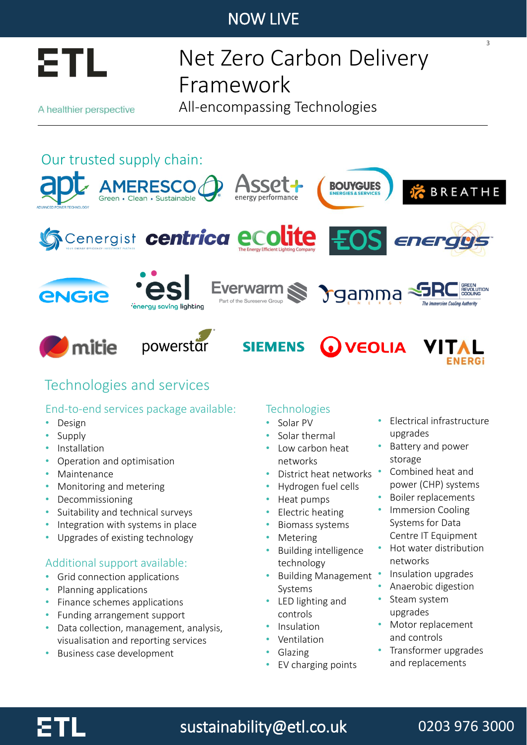NOW LIVE

ETL

A healthier perspective

# Net Zero Carbon Delivery Framework

All-encompassing Technologies

## Our trusted supply chain:

apt, Ameresco, Asset+, Bouygues Energies & Services, Breathe, Cenergist, Centrica, Ecolite, EOS, Energys, Engie, ESL, Everwarm, Gamma Energy, GRC, Mitie, Powerstar, Siemens, Veolia, Vital Energi

## Technologies and services

### End-to-end services package available:

- Design
- Supply
- Installation
- Operation and optimisation
- Maintenance
- Monitoring and metering
- Decommissioning
- Suitability and technical surveys
- Integration with systems in place
- Upgrades of existing technology

### Additional support available:

- Grid connection applications
- Planning applications
- Finance schemes applications
- Funding arrangement support
- Data collection, management, analysis, visualisation and reporting services
- Business case development

### Technologies

- Solar PV
- Solar thermal
- Low carbon heat networks
- District heat networks
- Hydrogen fuel cells
- Heat pumps
- Electric heating
- Biomass systems
- Metering
- Building intelligence technology
- Building Management Systems
- LED lighting and controls
- Insulation
- Ventilation
- Glazing
- EV charging points
- Electrical infrastructure upgrades
- Battery and power storage
- Combined heat and power (CHP) systems
- Boiler replacements
- Immersion Cooling Systems for Data Centre IT Equipment
- Hot water distribution networks
- Insulation upgrades
- Anaerobic digestion
- Steam system upgrades
- Motor replacement and controls
- Transformer upgrades and replacements

ETL sustainability@etl.co.uk 0203 976 3000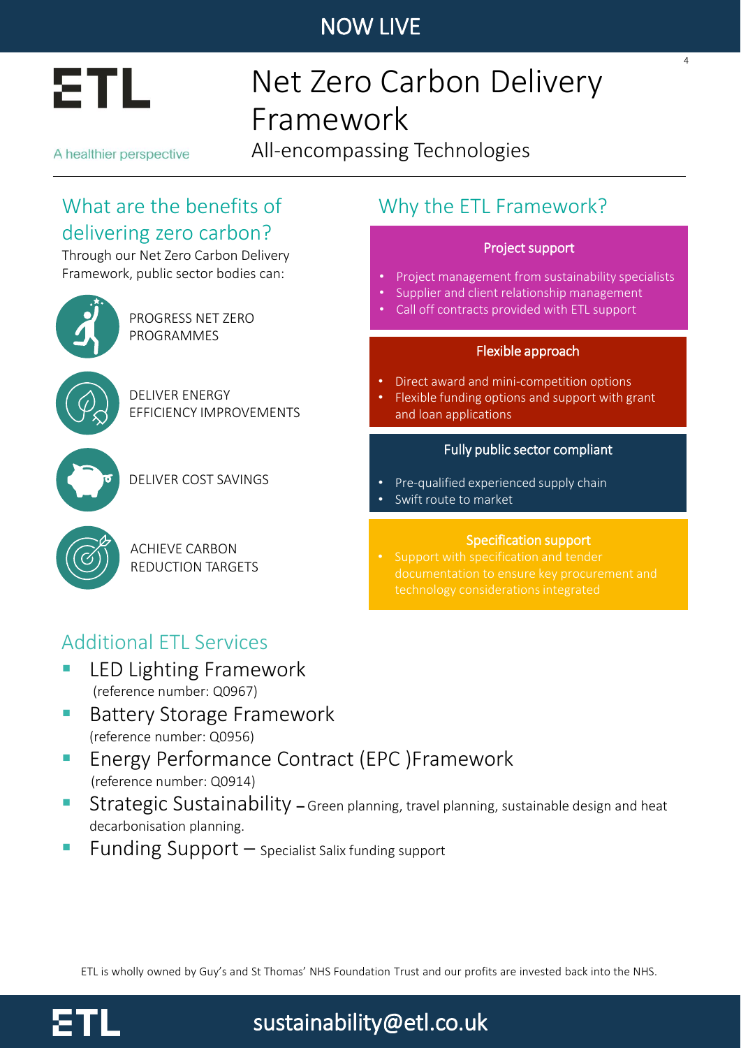NOW LIVE

ETL

A healthier perspective

# Net Zero Carbon Delivery Framework

All-encompassing Technologies

## What are the benefits of delivering zero carbon?

Through our Net Zero Carbon Delivery Framework, public sector bodies can:

- PROGRESS NET ZERO PROGRAMMES
- DELIVER ENERGY EFFICIENCY IMPROVEMENTS
- DELIVER COST SAVINGS
- ACHIEVE CARBON REDUCTION TARGETS

## Why the ETL Framework?

### Project support

- Project management from sustainability specialists
- Supplier and client relationship management
- Call off contracts provided with ETL support

### Flexible approach

- Direct award and mini-competition options
- Flexible funding options and support with grant and loan applications

### Fully public sector compliant

- Pre-qualified experienced supply chain
- Swift route to market

### Specification support

- Support with specification and tender documentation to ensure key procurement and technology considerations integrated

## Additional ETL Services

- LED Lighting Framework (reference number: Q0967)
- Battery Storage Framework (reference number: Q0956)
- Energy Performance Contract (EPC )Framework (reference number: Q0914)
- Strategic Sustainability – Green planning, travel planning, sustainable design and heat decarbonisation planning.
- Funding Support – Specialist Salix funding support

ETL is wholly owned by Guy's and St Thomas' NHS Foundation Trust and our profits are invested back into the NHS.

ETL

sustainability@etl.co.uk